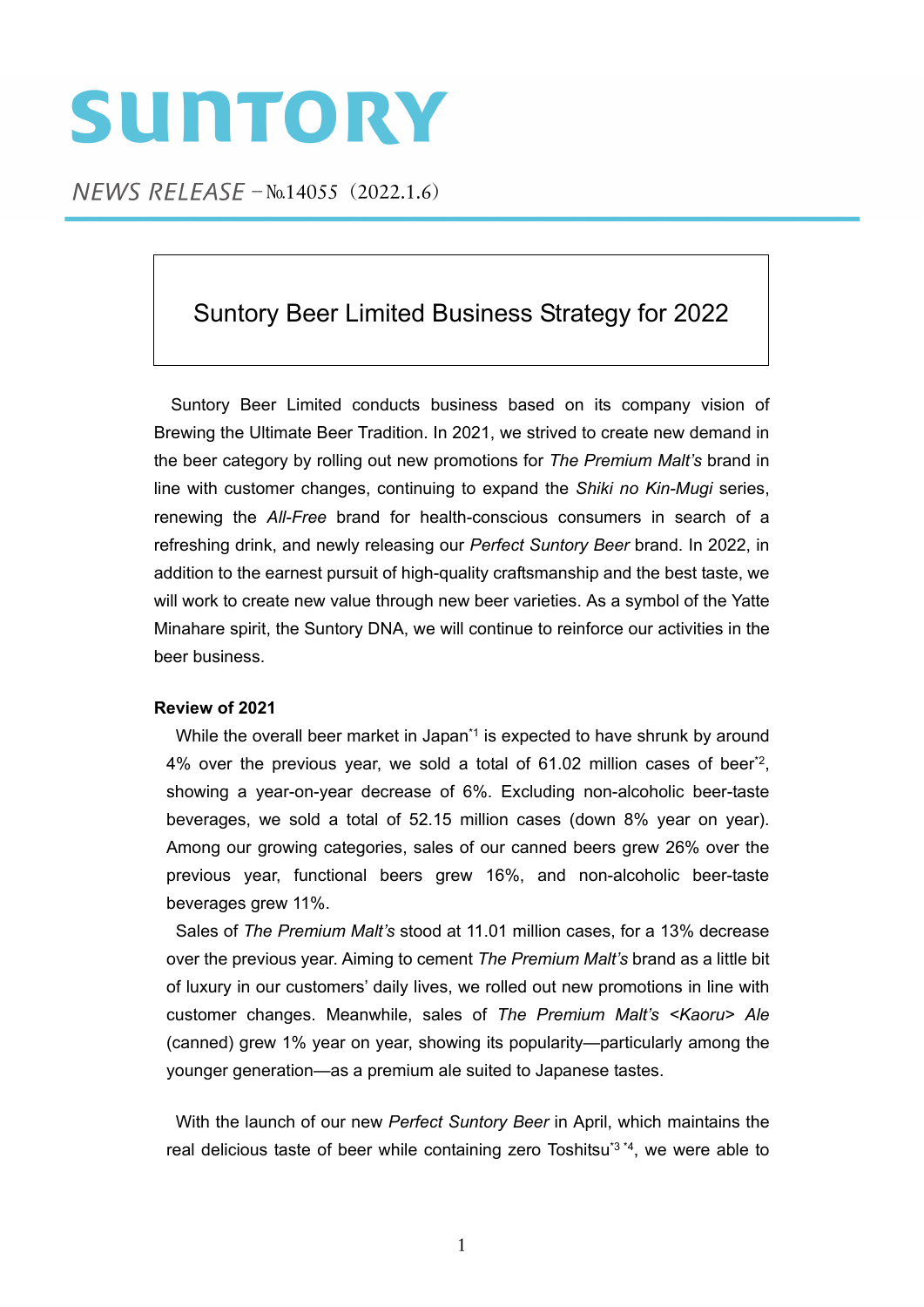# SUNTORY

*NEWS RELEASE* – №14055（2022.1.6）

## Suntory Beer Limited Business Strategy for 2022

Suntory Beer Limited conducts business based on its company vision of Brewing the Ultimate Beer Tradition. In 2021, we strived to create new demand in the beer category by rolling out new promotions for *The Premium Malt's* brand in line with customer changes, continuing to expand the *Shiki no Kin-Mugi* series, renewing the *All-Free* brand for health-conscious consumers in search of a refreshing drink, and newly releasing our *Perfect Suntory Beer* brand. In 2022, in addition to the earnest pursuit of high-quality craftsmanship and the best taste, we will work to create new value through new beer varieties. As a symbol of the Yatte Minahare spirit, the Suntory DNA, we will continue to reinforce our activities in the beer business.

**Review of 2021**

While the overall beer market in Japan[*1] is expected to have shrunk by around 4% over the previous year, we sold a total of 61.02 million cases of beer[*2], showing a year-on-year decrease of 6%. Excluding non-alcoholic beer-taste beverages, we sold a total of 52.15 million cases (down 8% year on year). Among our growing categories, sales of our canned beers grew 26% over the previous year, functional beers grew 16%, and non-alcoholic beer-taste beverages grew 11%.

Sales of *The Premium Malt's* stood at 11.01 million cases, for a 13% decrease over the previous year. Aiming to cement *The Premium Malt's* brand as a little bit of luxury in our customers' daily lives, we rolled out new promotions in line with customer changes. Meanwhile, sales of *The Premium Malt's <Kaoru> Ale* (canned) grew 1% year on year, showing its popularity—particularly among the younger generation—as a premium ale suited to Japanese tastes.

With the launch of our new *Perfect Suntory Beer* in April, which maintains the real delicious taste of beer while containing zero Toshitsu[*3 *4], we were able to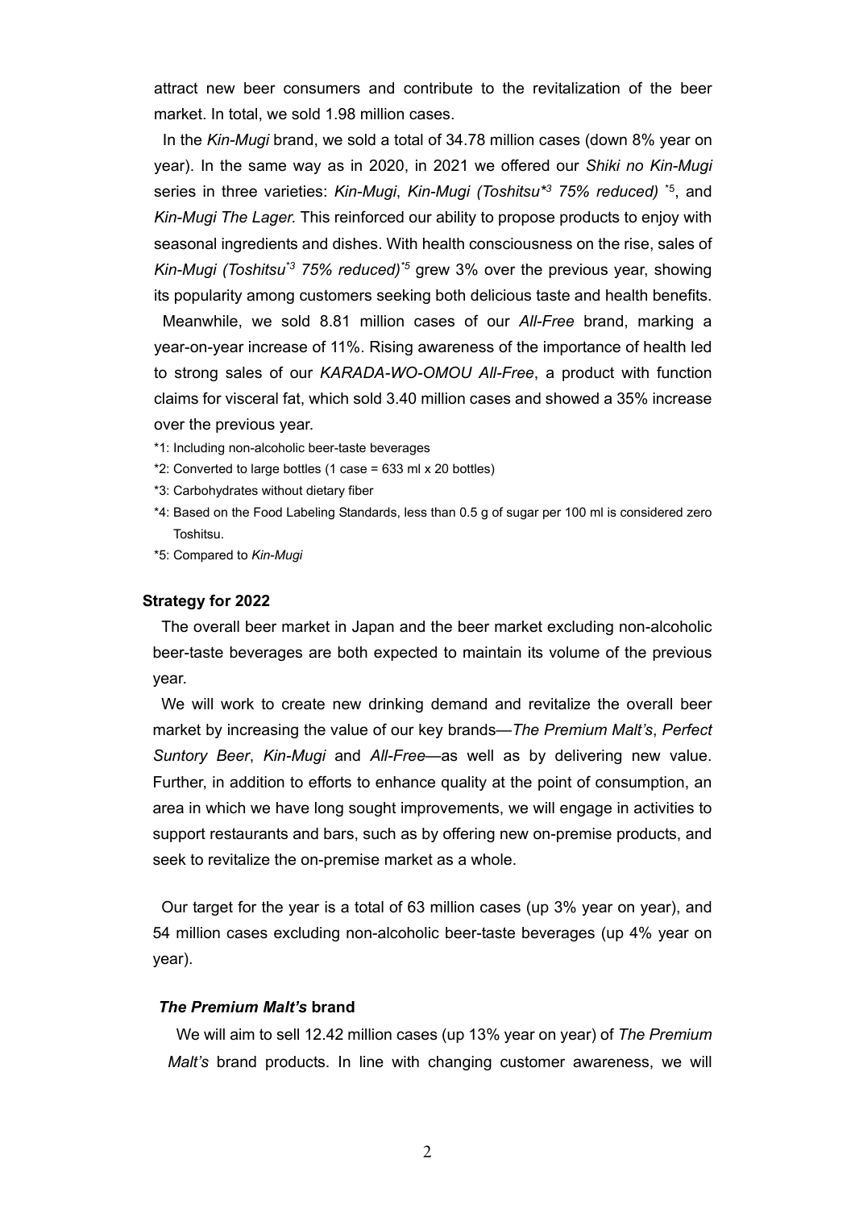attract new beer consumers and contribute to the revitalization of the beer market. In total, we sold 1.98 million cases.

In the *Kin-Mugi* brand, we sold a total of 34.78 million cases (down 8% year on year). In the same way as in 2020, in 2021 we offered our *Shiki no Kin-Mugi* series in three varieties: *Kin-Mugi*, *Kin-Mugi (Toshitsu*[*3] *75% reduced)* [*5], and *Kin-Mugi The Lager.* This reinforced our ability to propose products to enjoy with seasonal ingredients and dishes. With health consciousness on the rise, sales of *Kin-Mugi (Toshitsu*[*3] *75% reduced)*[*5] grew 3% over the previous year, showing its popularity among customers seeking both delicious taste and health benefits.

Meanwhile, we sold 8.81 million cases of our *All-Free* brand, marking a year-on-year increase of 11%. Rising awareness of the importance of health led to strong sales of our *KARADA-WO-OMOU All-Free*, a product with function claims for visceral fat, which sold 3.40 million cases and showed a 35% increase over the previous year.

*1: Including non-alcoholic beer-taste beverages

*2: Converted to large bottles (1 case = 633 ml x 20 bottles)

*3: Carbohydrates without dietary fiber

*4: Based on the Food Labeling Standards, less than 0.5 g of sugar per 100 ml is considered zero Toshitsu.

*5: Compared to *Kin-Mugi*

## Strategy for 2022

The overall beer market in Japan and the beer market excluding non-alcoholic beer-taste beverages are both expected to maintain its volume of the previous year.

We will work to create new drinking demand and revitalize the overall beer market by increasing the value of our key brands—*The Premium Malt's*, *Perfect Suntory Beer*, *Kin-Mugi* and *All-Free*—as well as by delivering new value. Further, in addition to efforts to enhance quality at the point of consumption, an area in which we have long sought improvements, we will engage in activities to support restaurants and bars, such as by offering new on-premise products, and seek to revitalize the on-premise market as a whole.

Our target for the year is a total of 63 million cases (up 3% year on year), and 54 million cases excluding non-alcoholic beer-taste beverages (up 4% year on year).

### *The Premium Malt's* brand

We will aim to sell 12.42 million cases (up 13% year on year) of *The Premium Malt's* brand products. In line with changing customer awareness, we will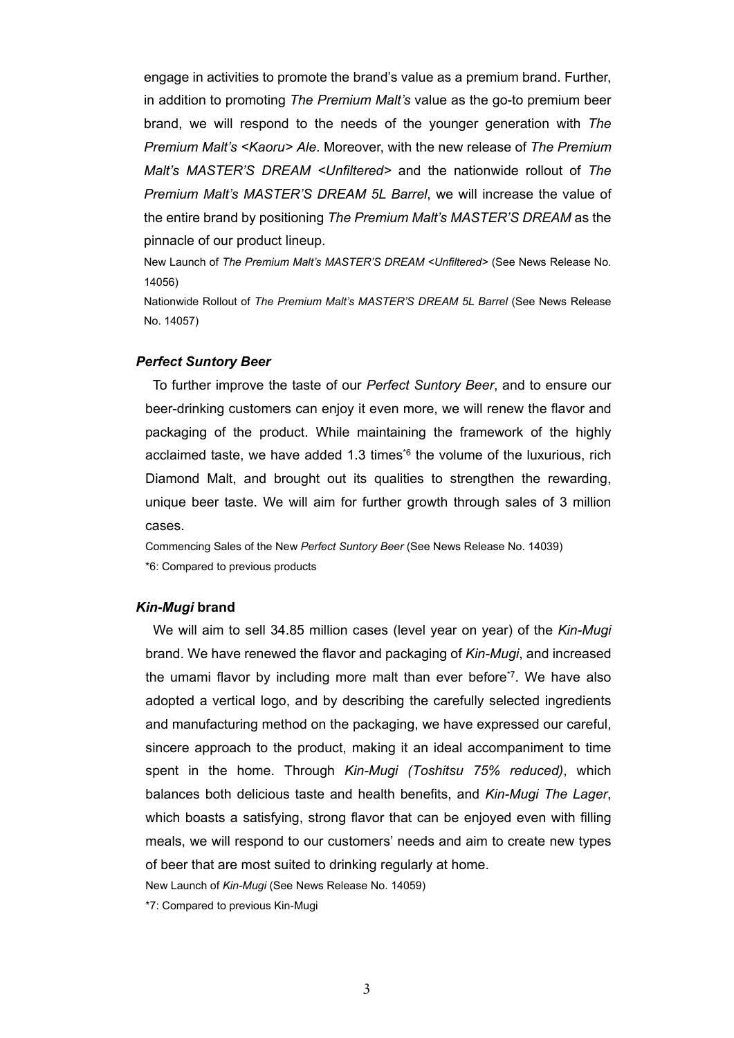engage in activities to promote the brand's value as a premium brand. Further, in addition to promoting *The Premium Malt's* value as the go-to premium beer brand, we will respond to the needs of the younger generation with *The Premium Malt's <Kaoru> Ale*. Moreover, with the new release of *The Premium Malt's MASTER'S DREAM <Unfiltered>* and the nationwide rollout of *The Premium Malt's MASTER'S DREAM 5L Barrel*, we will increase the value of the entire brand by positioning *The Premium Malt's MASTER'S DREAM* as the pinnacle of our product lineup.

New Launch of *The Premium Malt's MASTER'S DREAM <Unfiltered>* (See News Release No. 14056)

Nationwide Rollout of *The Premium Malt's MASTER'S DREAM 5L Barrel* (See News Release No. 14057)

### *Perfect Suntory Beer*

To further improve the taste of our *Perfect Suntory Beer*, and to ensure our beer-drinking customers can enjoy it even more, we will renew the flavor and packaging of the product. While maintaining the framework of the highly acclaimed taste, we have added 1.3 times[*6] the volume of the luxurious, rich Diamond Malt, and brought out its qualities to strengthen the rewarding, unique beer taste. We will aim for further growth through sales of 3 million cases.

Commencing Sales of the New *Perfect Suntory Beer* (See News Release No. 14039)

*6: Compared to previous products

### *Kin-Mugi* brand

We will aim to sell 34.85 million cases (level year on year) of the *Kin-Mugi* brand. We have renewed the flavor and packaging of *Kin-Mugi*, and increased the umami flavor by including more malt than ever before[*7]. We have also adopted a vertical logo, and by describing the carefully selected ingredients and manufacturing method on the packaging, we have expressed our careful, sincere approach to the product, making it an ideal accompaniment to time spent in the home. Through *Kin-Mugi (Toshitsu 75% reduced)*, which balances both delicious taste and health benefits, and *Kin-Mugi The Lager*, which boasts a satisfying, strong flavor that can be enjoyed even with filling meals, we will respond to our customers' needs and aim to create new types of beer that are most suited to drinking regularly at home.

New Launch of *Kin-Mugi* (See News Release No. 14059)

*7: Compared to previous Kin-Mugi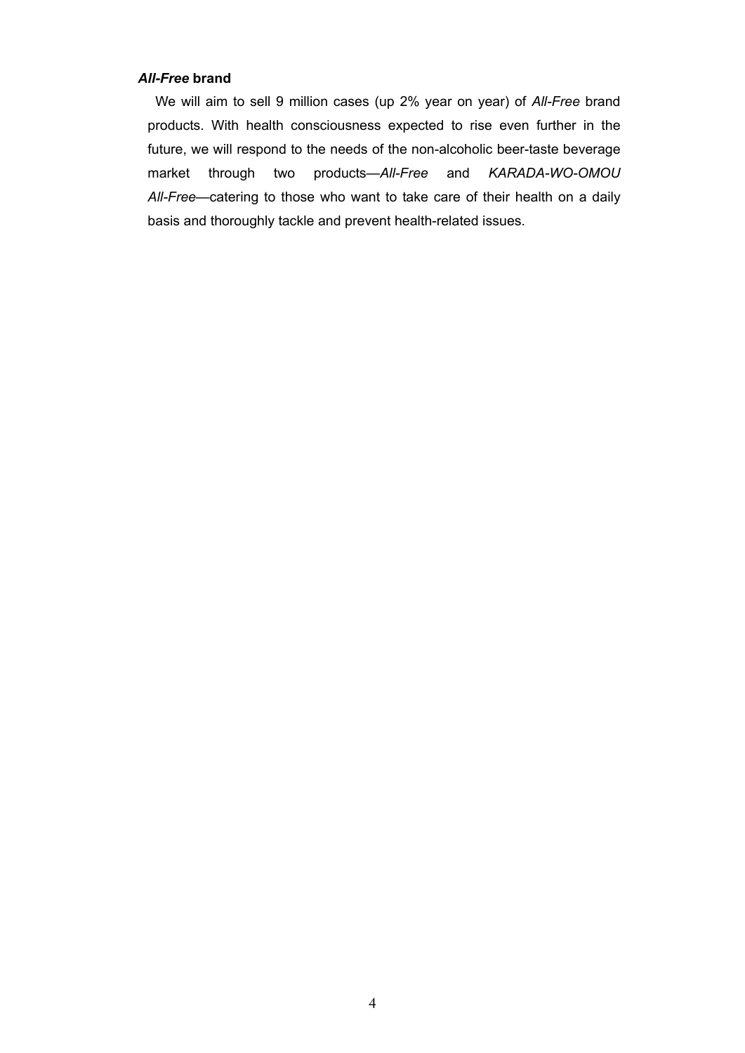***All-Free* brand**

We will aim to sell 9 million cases (up 2% year on year) of *All-Free* brand products. With health consciousness expected to rise even further in the future, we will respond to the needs of the non-alcoholic beer-taste beverage market through two products—*All-Free* and *KARADA-WO-OMOU All-Free*—catering to those who want to take care of their health on a daily basis and thoroughly tackle and prevent health-related issues.